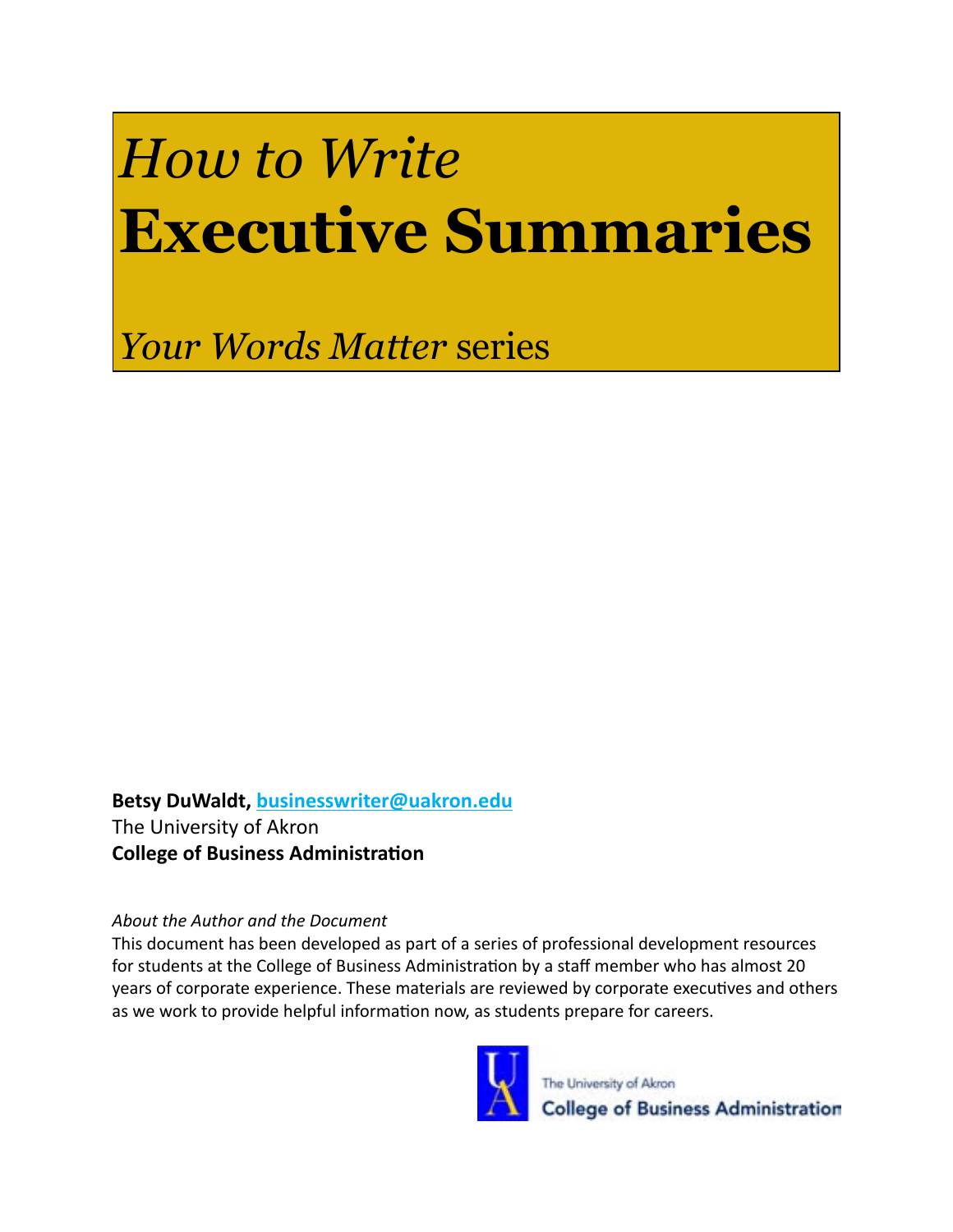# *How to Write* **Executive Summaries**

*Your Words Matter* series

**Betsy DuWaldt, businesswriter@uakron.edu**
The University of Akron
**College of Business Administration**

*About the Author and the Document*
This document has been developed as part of a series of professional development resources for students at the College of Business Administration by a staff member who has almost 20 years of corporate experience. These materials are reviewed by corporate executives and others as we work to provide helpful information now, as students prepare for careers.

The University of Akron
**College of Business Administration**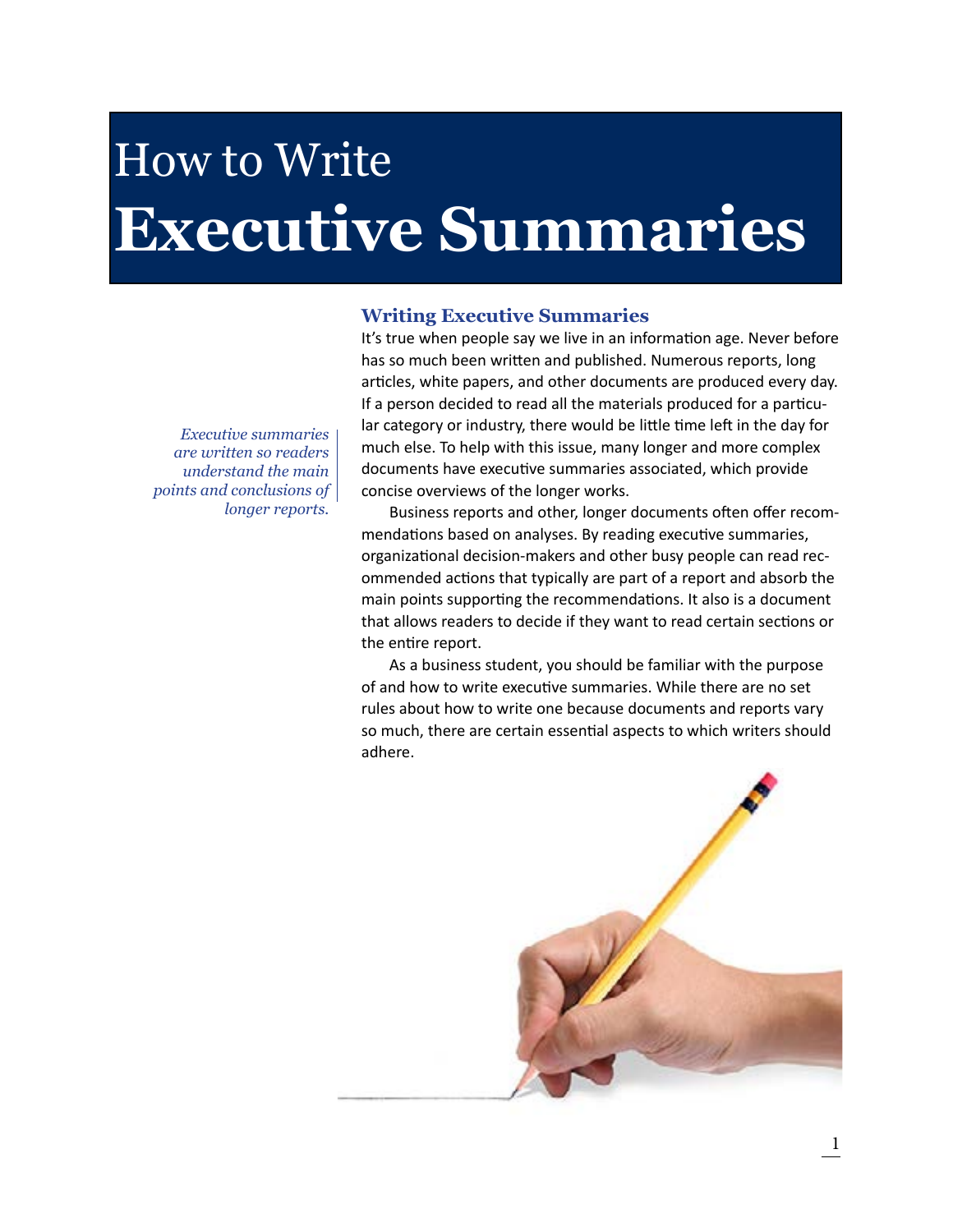# How to Write Executive Summaries

## Writing Executive Summaries

*Executive summaries are written so readers understand the main points and conclusions of longer reports.*

It's true when people say we live in an information age. Never before has so much been written and published. Numerous reports, long articles, white papers, and other documents are produced every day. If a person decided to read all the materials produced for a particular category or industry, there would be little time left in the day for much else. To help with this issue, many longer and more complex documents have executive summaries associated, which provide concise overviews of the longer works.

Business reports and other, longer documents often offer recommendations based on analyses. By reading executive summaries, organizational decision-makers and other busy people can read recommended actions that typically are part of a report and absorb the main points supporting the recommendations. It also is a document that allows readers to decide if they want to read certain sections or the entire report.

As a business student, you should be familiar with the purpose of and how to write executive summaries. While there are no set rules about how to write one because documents and reports vary so much, there are certain essential aspects to which writers should adhere.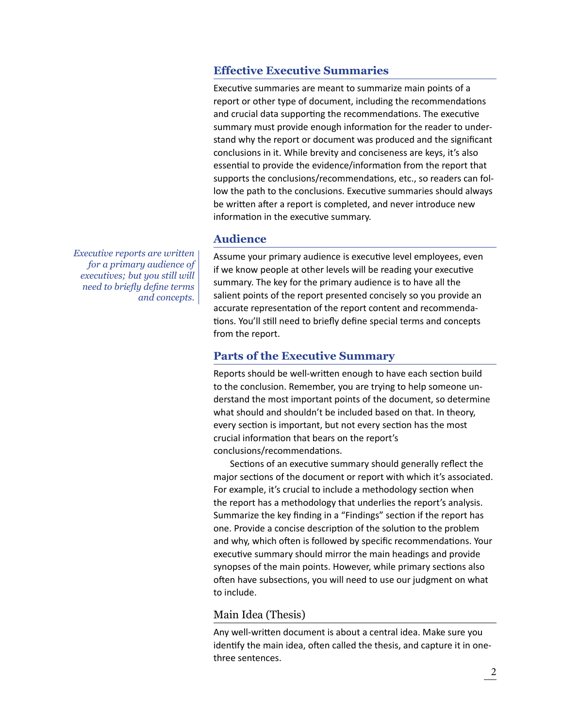## Effective Executive Summaries

Executive summaries are meant to summarize main points of a report or other type of document, including the recommendations and crucial data supporting the recommendations. The executive summary must provide enough information for the reader to understand why the report or document was produced and the significant conclusions in it. While brevity and conciseness are keys, it's also essential to provide the evidence/information from the report that supports the conclusions/recommendations, etc., so readers can follow the path to the conclusions. Executive summaries should always be written after a report is completed, and never introduce new information in the executive summary.

## Audience

*Executive reports are written for a primary audience of executives; but you still will need to briefly define terms and concepts.*

Assume your primary audience is executive level employees, even if we know people at other levels will be reading your executive summary. The key for the primary audience is to have all the salient points of the report presented concisely so you provide an accurate representation of the report content and recommendations. You'll still need to briefly define special terms and concepts from the report.

## Parts of the Executive Summary

Reports should be well-written enough to have each section build to the conclusion. Remember, you are trying to help someone understand the most important points of the document, so determine what should and shouldn't be included based on that. In theory, every section is important, but not every section has the most crucial information that bears on the report's conclusions/recommendations.

Sections of an executive summary should generally reflect the major sections of the document or report with which it's associated. For example, it's crucial to include a methodology section when the report has a methodology that underlies the report's analysis. Summarize the key finding in a "Findings" section if the report has one. Provide a concise description of the solution to the problem and why, which often is followed by specific recommendations. Your executive summary should mirror the main headings and provide synopses of the main points. However, while primary sections also often have subsections, you will need to use our judgment on what to include.

### Main Idea (Thesis)

Any well-written document is about a central idea. Make sure you identify the main idea, often called the thesis, and capture it in one-three sentences.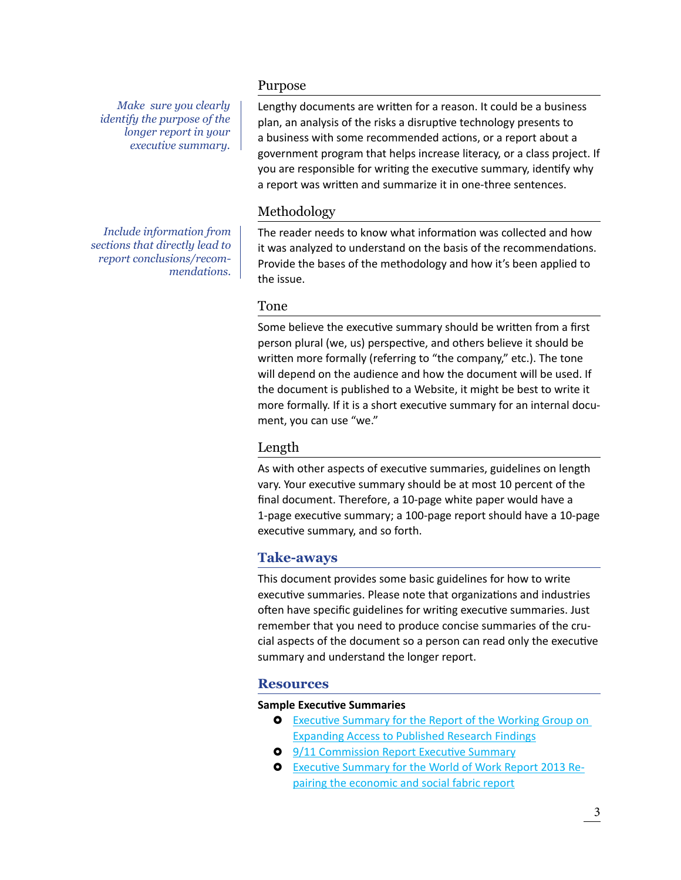## Purpose

*Make sure you clearly identify the purpose of the longer report in your executive summary.*

Lengthy documents are written for a reason. It could be a business plan, an analysis of the risks a disruptive technology presents to a business with some recommended actions, or a report about a government program that helps increase literacy, or a class project. If you are responsible for writing the executive summary, identify why a report was written and summarize it in one-three sentences.

## Methodology

*Include information from sections that directly lead to report conclusions/recommendations.*

The reader needs to know what information was collected and how it was analyzed to understand on the basis of the recommendations. Provide the bases of the methodology and how it's been applied to the issue.

## Tone

Some believe the executive summary should be written from a first person plural (we, us) perspective, and others believe it should be written more formally (referring to "the company," etc.). The tone will depend on the audience and how the document will be used. If the document is published to a Website, it might be best to write it more formally. If it is a short executive summary for an internal document, you can use "we."

## Length

As with other aspects of executive summaries, guidelines on length vary. Your executive summary should be at most 10 percent of the final document. Therefore, a 10-page white paper would have a 1-page executive summary; a 100-page report should have a 10-page executive summary, and so forth.

# Take-aways

This document provides some basic guidelines for how to write executive summaries. Please note that organizations and industries often have specific guidelines for writing executive summaries. Just remember that you need to produce concise summaries of the crucial aspects of the document so a person can read only the executive summary and understand the longer report.

# Resources

**Sample Executive Summaries**

- Executive Summary for the Report of the Working Group on Expanding Access to Published Research Findings
- 9/11 Commission Report Executive Summary
- Executive Summary for the World of Work Report 2013 Repairing the economic and social fabric report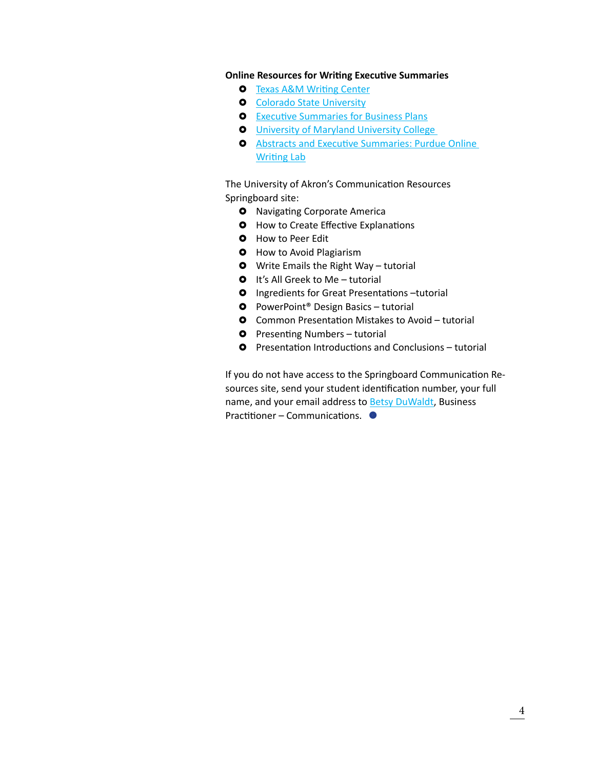**Online Resources for Writing Executive Summaries**

- Texas A&M Writing Center
- Colorado State University
- Executive Summaries for Business Plans
- University of Maryland University College
- Abstracts and Executive Summaries: Purdue Online Writing Lab

The University of Akron's Communication Resources Springboard site:

- Navigating Corporate America
- How to Create Effective Explanations
- How to Peer Edit
- How to Avoid Plagiarism
- Write Emails the Right Way – tutorial
- It's All Greek to Me – tutorial
- Ingredients for Great Presentations –tutorial
- PowerPoint® Design Basics – tutorial
- Common Presentation Mistakes to Avoid – tutorial
- Presenting Numbers – tutorial
- Presentation Introductions and Conclusions – tutorial

If you do not have access to the Springboard Communication Resources site, send your student identification number, your full name, and your email address to Betsy DuWaldt, Business Practitioner – Communications. ●